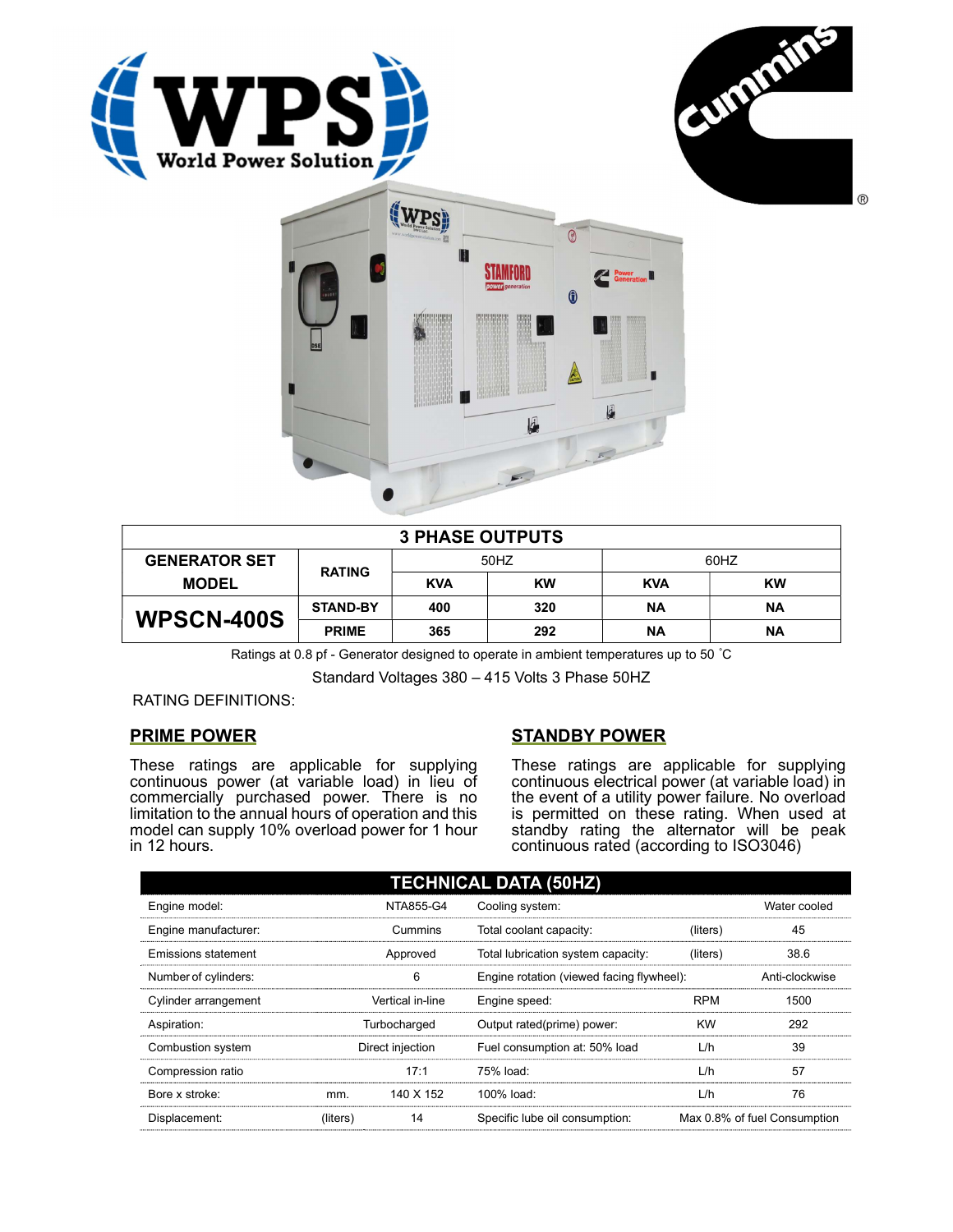# 3 PHASE OUTPUTS

| GENERATOR SET MODEL | RATING | 50HZ | | 60HZ | |
|---|---|---|---|---|---|
| | | KVA | KW | KVA | KW |
| **WPSCN-400S** | STAND-BY | 400 | 320 | NA | NA |
| | PRIME | 365 | 292 | NA | NA |

Ratings at 0.8 pf - Generator designed to operate in ambient temperatures up to 50 ˚C

Standard Voltages 380 – 415 Volts 3 Phase 50HZ

RATING DEFINITIONS:

## PRIME POWER

These ratings are applicable for supplying continuous power (at variable load) in lieu of commercially purchased power. There is no limitation to the annual hours of operation and this model can supply 10% overload power for 1 hour in 12 hours.

## STANDBY POWER

These ratings are applicable for supplying continuous electrical power (at variable load) in the event of a utility power failure. No overload is permitted on these rating. When used at standby rating the alternator will be peak continuous rated (according to ISO3046)

## TECHNICAL DATA (50HZ)

| | | | | | |
|---|---|---|---|---|---|
| Engine model: | | NTA855-G4 | Cooling system: | | Water cooled |
| Engine manufacturer: | | Cummins | Total coolant capacity: | (liters) | 45 |
| Emissions statement | | Approved | Total lubrication system capacity: | (liters) | 38.6 |
| Number of cylinders: | | 6 | Engine rotation (viewed facing flywheel): | | Anti-clockwise |
| Cylinder arrangement | | Vertical in-line | Engine speed: | RPM | 1500 |
| Aspiration: | | Turbocharged | Output rated(prime) power: | KW | 292 |
| Combustion system | | Direct injection | Fuel consumption at: 50% load | L/h | 39 |
| Compression ratio | | 17:1 | 75% load: | L/h | 57 |
| Bore x stroke: | mm. | 140 X 152 | 100% load: | L/h | 76 |
| Displacement: | (liters) | 14 | Specific lube oil consumption: | | Max 0.8% of fuel Consumption |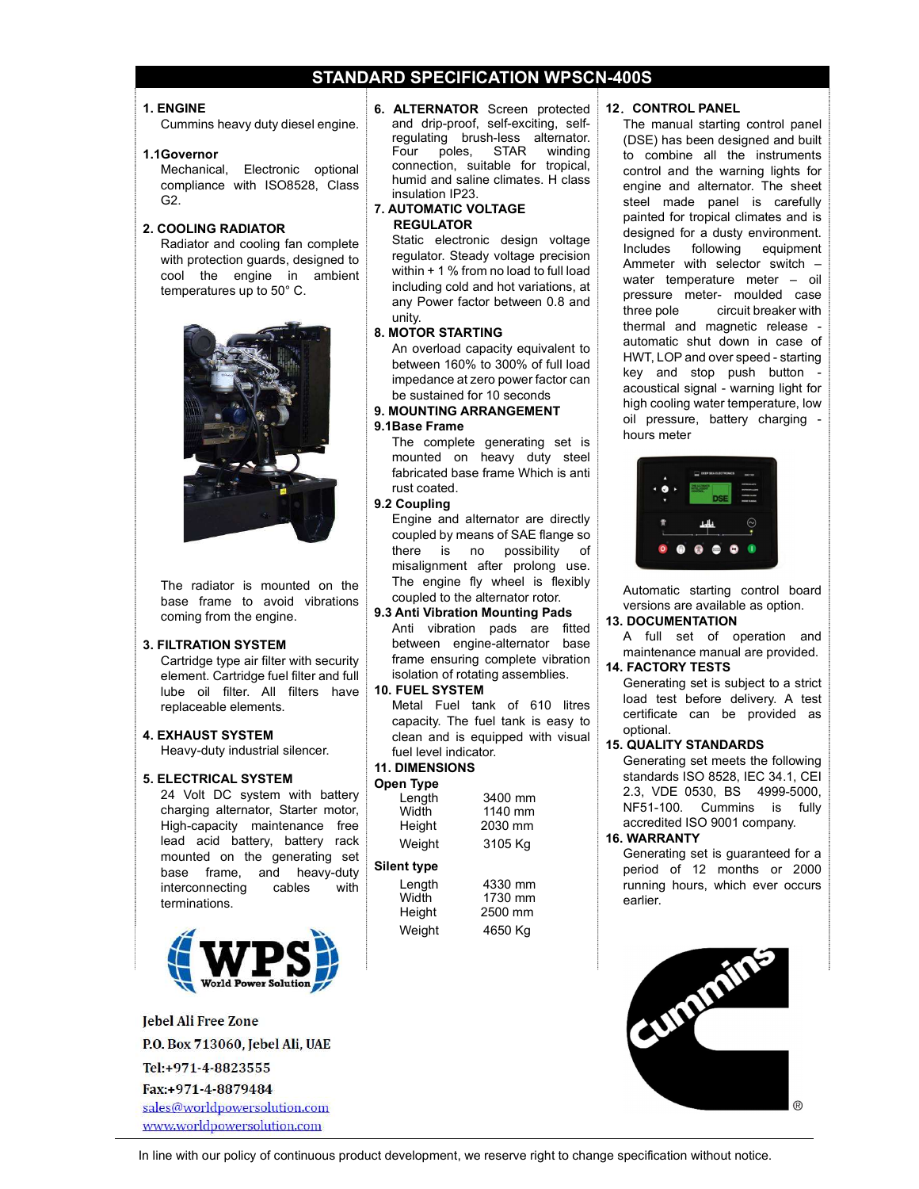# STANDARD SPECIFICATION WPSCN-400S

## 1. ENGINE

Cummins heavy duty diesel engine.

### 1.1Governor

Mechanical, Electronic optional compliance with ISO8528, Class G2.

## 2. COOLING RADIATOR

Radiator and cooling fan complete with protection guards, designed to cool the engine in ambient temperatures up to 50° C.

The radiator is mounted on the base frame to avoid vibrations coming from the engine.

## 3. FILTRATION SYSTEM

Cartridge type air filter with security element. Cartridge fuel filter and full lube oil filter. All filters have replaceable elements.

## 4. EXHAUST SYSTEM

Heavy-duty industrial silencer.

## 5. ELECTRICAL SYSTEM

24 Volt DC system with battery charging alternator, Starter motor, High-capacity maintenance free lead acid battery, battery rack mounted on the generating set base frame, and heavy-duty interconnecting cables with terminations.

## 6. ALTERNATOR

Screen protected and drip-proof, self-exciting, self-regulating brush-less alternator. Four poles, STAR winding connection, suitable for tropical, humid and saline climates. H class insulation IP23.

## 7. AUTOMATIC VOLTAGE REGULATOR

Static electronic design voltage regulator. Steady voltage precision within + 1 % from no load to full load including cold and hot variations, at any Power factor between 0.8 and unity.

## 8. MOTOR STARTING

An overload capacity equivalent to between 160% to 300% of full load impedance at zero power factor can be sustained for 10 seconds

## 9. MOUNTING ARRANGEMENT

### 9.1Base Frame

The complete generating set is mounted on heavy duty steel fabricated base frame Which is anti rust coated.

### 9.2 Coupling

Engine and alternator are directly coupled by means of SAE flange so there is no possibility of misalignment after prolong use. The engine fly wheel is flexibly coupled to the alternator rotor.

### 9.3 Anti Vibration Mounting Pads

Anti vibration pads are fitted between engine-alternator base frame ensuring complete vibration isolation of rotating assemblies.

## 10. FUEL SYSTEM

Metal Fuel tank of 610 litres capacity. The fuel tank is easy to clean and is equipped with visual fuel level indicator.

## 11. DIMENSIONS

**Open Type**

| | |
|---|---|
| Length | 3400 mm |
| Width | 1140 mm |
| Height | 2030 mm |
| Weight | 3105 Kg |

**Silent type**

| | |
|---|---|
| Length | 4330 mm |
| Width | 1730 mm |
| Height | 2500 mm |
| Weight | 4650 Kg |

## 12. CONTROL PANEL

The manual starting control panel (DSE) has been designed and built to combine all the instruments control and the warning lights for engine and alternator. The sheet steel made panel is carefully painted for tropical climates and is designed for a dusty environment. Includes following equipment Ammeter with selector switch – water temperature meter – oil pressure meter- moulded case three pole circuit breaker with thermal and magnetic release - automatic shut down in case of HWT, LOP and over speed - starting key and stop push button - acoustical signal - warning light for high cooling water temperature, low oil pressure, battery charging - hours meter

Automatic starting control board versions are available as option.

## 13. DOCUMENTATION

A full set of operation and maintenance manual are provided.

## 14. FACTORY TESTS

Generating set is subject to a strict load test before delivery. A test certificate can be provided as optional.

## 15. QUALITY STANDARDS

Generating set meets the following standards ISO 8528, IEC 34.1, CEI 2.3, VDE 0530, BS 4999-5000, NF51-100. Cummins is fully accredited ISO 9001 company.

## 16. WARRANTY

Generating set is guaranteed for a period of 12 months or 2000 running hours, which ever occurs earlier.

WPS World Power Solution

Jebel Ali Free Zone
P.O. Box 713060, Jebel Ali, UAE
Tel:+971-4-8823555
Fax:+971-4-8879484
sales@worldpowersolution.com
www.worldpowersolution.com

Cummins®

In line with our policy of continuous product development, we reserve right to change specification without notice.